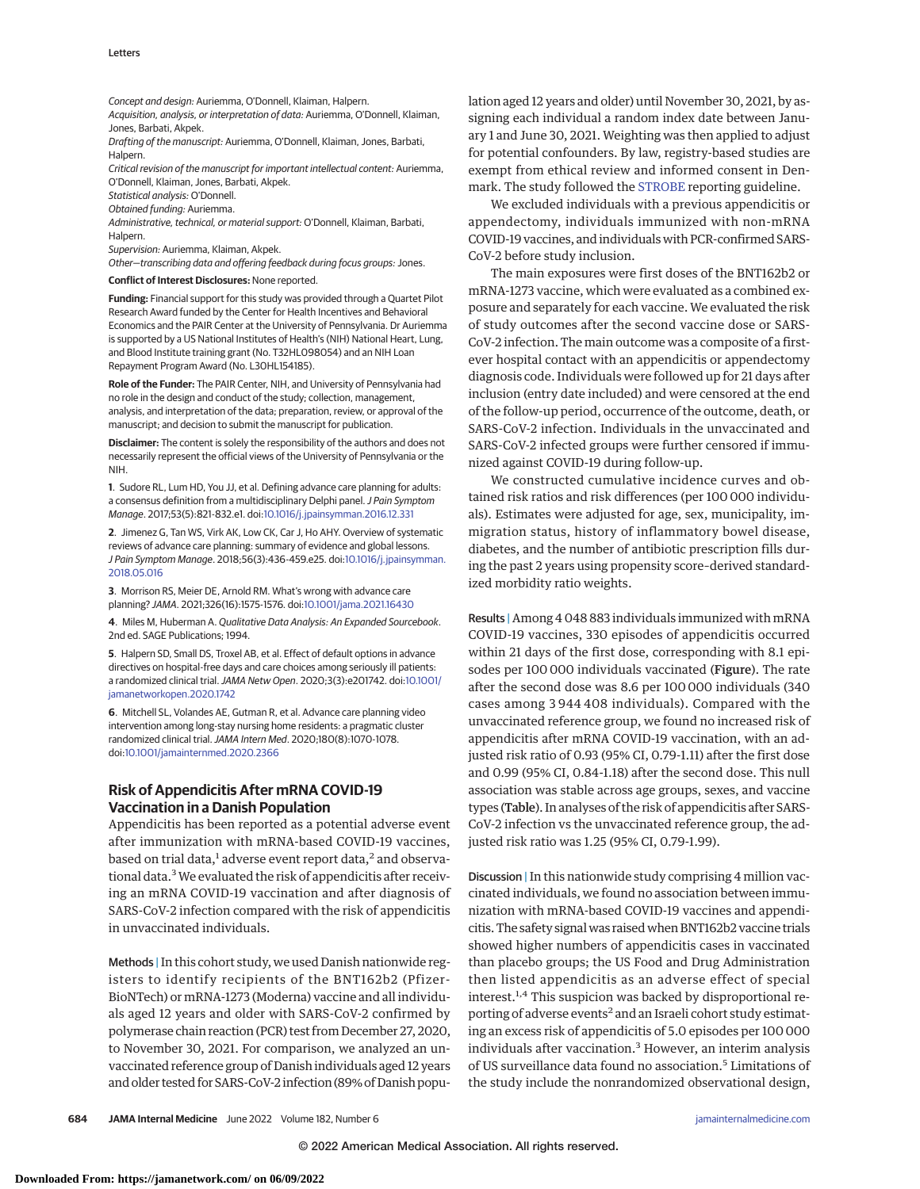*Concept and design:* Auriemma, O'Donnell, Klaiman, Halpern.
*Acquisition, analysis, or interpretation of data:* Auriemma, O'Donnell, Klaiman, Jones, Barbati, Akpek.
*Drafting of the manuscript:* Auriemma, O'Donnell, Klaiman, Jones, Barbati, Halpern.
*Critical revision of the manuscript for important intellectual content:* Auriemma, O'Donnell, Klaiman, Jones, Barbati, Akpek.
*Statistical analysis:* O'Donnell.
*Obtained funding:* Auriemma.
*Administrative, technical, or material support:* O'Donnell, Klaiman, Barbati, Halpern.
*Supervision:* Auriemma, Klaiman, Akpek.
*Other—transcribing data and offering feedback during focus groups:* Jones.

**Conflict of Interest Disclosures:** None reported.

**Funding:** Financial support for this study was provided through a Quartet Pilot Research Award funded by the Center for Health Incentives and Behavioral Economics and the PAIR Center at the University of Pennsylvania. Dr Auriemma is supported by a US National Institutes of Health's (NIH) National Heart, Lung, and Blood Institute training grant (No. T32HL098054) and an NIH Loan Repayment Program Award (No. L30HL154185).

**Role of the Funder:** The PAIR Center, NIH, and University of Pennsylvania had no role in the design and conduct of the study; collection, management, analysis, and interpretation of the data; preparation, review, or approval of the manuscript; and decision to submit the manuscript for publication.

**Disclaimer:** The content is solely the responsibility of the authors and does not necessarily represent the official views of the University of Pennsylvania or the NIH.

**1**. Sudore RL, Lum HD, You JJ, et al. Defining advance care planning for adults: a consensus definition from a multidisciplinary Delphi panel. *J Pain Symptom Manage*. 2017;53(5):821-832.e1. doi:10.1016/j.jpainsymman.2016.12.331

**2**. Jimenez G, Tan WS, Virk AK, Low CK, Car J, Ho AHY. Overview of systematic reviews of advance care planning: summary of evidence and global lessons. *J Pain Symptom Manage*. 2018;56(3):436-459.e25. doi:10.1016/j.jpainsymman.2018.05.016

**3**. Morrison RS, Meier DE, Arnold RM. What's wrong with advance care planning? *JAMA*. 2021;326(16):1575-1576. doi:10.1001/jama.2021.16430

**4**. Miles M, Huberman A. *Qualitative Data Analysis: An Expanded Sourcebook*. 2nd ed. SAGE Publications; 1994.

**5**. Halpern SD, Small DS, Troxel AB, et al. Effect of default options in advance directives on hospital-free days and care choices among seriously ill patients: a randomized clinical trial. *JAMA Netw Open*. 2020;3(3):e201742. doi:10.1001/jamanetworkopen.2020.1742

**6**. Mitchell SL, Volandes AE, Gutman R, et al. Advance care planning video intervention among long-stay nursing home residents: a pragmatic cluster randomized clinical trial. *JAMA Intern Med*. 2020;180(8):1070-1078. doi:10.1001/jamainternmed.2020.2366

## Risk of Appendicitis After mRNA COVID-19 Vaccination in a Danish Population

Appendicitis has been reported as a potential adverse event after immunization with mRNA-based COVID-19 vaccines, based on trial data,[1] adverse event report data,[2] and observational data.[3] We evaluated the risk of appendicitis after receiving an mRNA COVID-19 vaccination and after diagnosis of SARS-CoV-2 infection compared with the risk of appendicitis in unvaccinated individuals.

**Methods |** In this cohort study, we used Danish nationwide registers to identify recipients of the BNT162b2 (Pfizer-BioNTech) or mRNA-1273 (Moderna) vaccine and all individuals aged 12 years and older with SARS-CoV-2 confirmed by polymerase chain reaction (PCR) test from December 27, 2020, to November 30, 2021. For comparison, we analyzed an unvaccinated reference group of Danish individuals aged 12 years and older tested for SARS-CoV-2 infection (89% of Danish population aged 12 years and older) until November 30, 2021, by assigning each individual a random index date between January 1 and June 30, 2021. Weighting was then applied to adjust for potential confounders. By law, registry-based studies are exempt from ethical review and informed consent in Denmark. The study followed the STROBE reporting guideline.

We excluded individuals with a previous appendicitis or appendectomy, individuals immunized with non-mRNA COVID-19 vaccines, and individuals with PCR-confirmed SARS-CoV-2 before study inclusion.

The main exposures were first doses of the BNT162b2 or mRNA-1273 vaccine, which were evaluated as a combined exposure and separately for each vaccine. We evaluated the risk of study outcomes after the second vaccine dose or SARS-CoV-2 infection. The main outcome was a composite of a first-ever hospital contact with an appendicitis or appendectomy diagnosis code. Individuals were followed up for 21 days after inclusion (entry date included) and were censored at the end of the follow-up period, occurrence of the outcome, death, or SARS-CoV-2 infection. Individuals in the unvaccinated and SARS-CoV-2 infected groups were further censored if immunized against COVID-19 during follow-up.

We constructed cumulative incidence curves and obtained risk ratios and risk differences (per 100 000 individuals). Estimates were adjusted for age, sex, municipality, immigration status, history of inflammatory bowel disease, diabetes, and the number of antibiotic prescription fills during the past 2 years using propensity score–derived standardized morbidity ratio weights.

**Results |** Among 4 048 883 individuals immunized with mRNA COVID-19 vaccines, 330 episodes of appendicitis occurred within 21 days of the first dose, corresponding with 8.1 episodes per 100 000 individuals vaccinated (Figure). The rate after the second dose was 8.6 per 100 000 individuals (340 cases among 3 944 408 individuals). Compared with the unvaccinated reference group, we found no increased risk of appendicitis after mRNA COVID-19 vaccination, with an adjusted risk ratio of 0.93 (95% CI, 0.79-1.11) after the first dose and 0.99 (95% CI, 0.84-1.18) after the second dose. This null association was stable across age groups, sexes, and vaccine types (Table). In analyses of the risk of appendicitis after SARS-CoV-2 infection vs the unvaccinated reference group, the adjusted risk ratio was 1.25 (95% CI, 0.79-1.99).

**Discussion |** In this nationwide study comprising 4 million vaccinated individuals, we found no association between immunization with mRNA-based COVID-19 vaccines and appendicitis. The safety signal was raised when BNT162b2 vaccine trials showed higher numbers of appendicitis cases in vaccinated than placebo groups; the US Food and Drug Administration then listed appendicitis as an adverse effect of special interest.[1,4] This suspicion was backed by disproportional reporting of adverse events[2] and an Israeli cohort study estimating an excess risk of appendicitis of 5.0 episodes per 100 000 individuals after vaccination.[3] However, an interim analysis of US surveillance data found no association.[5] Limitations of the study include the nonrandomized observational design,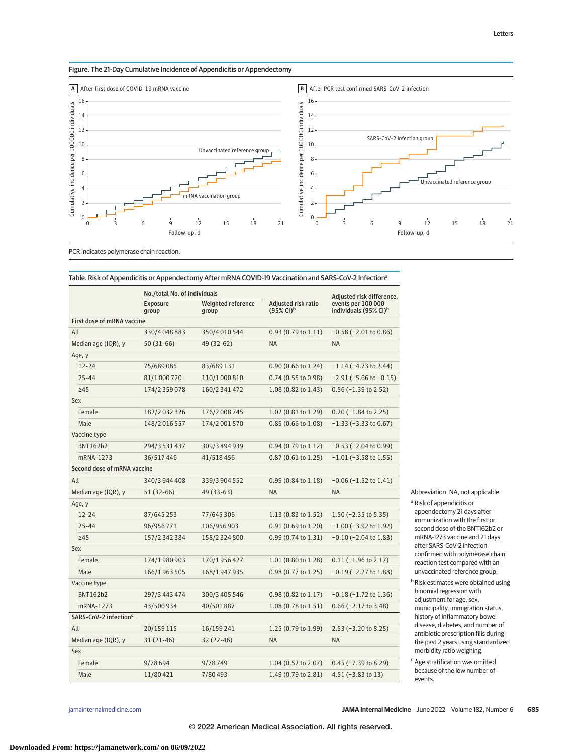**Figure. The 21-Day Cumulative Incidence of Appendicitis or Appendectomy**

A After first dose of COVID-19 mRNA vaccine

B After PCR test confirmed SARS-CoV-2 infection

PCR indicates polymerase chain reaction.

**Table. Risk of Appendicitis or Appendectomy After mRNA COVID-19 Vaccination and SARS-CoV-2 Infection[a]**

| | No./total No. of individuals | | | |
|---|---|---|---|---|
| | Exposure group | Weighted reference group | Adjusted risk ratio (95% CI)[b] | Adjusted risk difference, events per 100 000 individuals (95% CI)[b] |
| **First dose of mRNA vaccine** | | | | |
| All | 330/4 048 883 | 350/4 010 544 | 0.93 (0.79 to 1.11) | −0.58 (−2.01 to 0.86) |
| Median age (IQR), y | 50 (31-66) | 49 (32-62) | NA | NA |
| Age, y | | | | |
| 12-24 | 75/689 085 | 83/689 131 | 0.90 (0.66 to 1.24) | −1.14 (−4.73 to 2.44) |
| 25-44 | 81/1 000 720 | 110/1 000 810 | 0.74 (0.55 to 0.98) | −2.91 (−5.66 to −0.15) |
| ≥45 | 174/2 359 078 | 160/2 341 472 | 1.08 (0.82 to 1.43) | 0.56 (−1.39 to 2.52) |
| Sex | | | | |
| Female | 182/2 032 326 | 176/2 008 745 | 1.02 (0.81 to 1.29) | 0.20 (−1.84 to 2.25) |
| Male | 148/2 016 557 | 174/2 001 570 | 0.85 (0.66 to 1.08) | −1.33 (−3.33 to 0.67) |
| Vaccine type | | | | |
| BNT162b2 | 294/3 531 437 | 309/3 494 939 | 0.94 (0.79 to 1.12) | −0.53 (−2.04 to 0.99) |
| mRNA-1273 | 36/517 446 | 41/518 456 | 0.87 (0.61 to 1.25) | −1.01 (−3.58 to 1.55) |
| **Second dose of mRNA vaccine** | | | | |
| All | 340/3 944 408 | 339/3 904 552 | 0.99 (0.84 to 1.18) | −0.06 (−1.52 to 1.41) |
| Median age (IQR), y | 51 (32-66) | 49 (33-63) | NA | NA |
| Age, y | | | | |
| 12-24 | 87/645 253 | 77/645 306 | 1.13 (0.83 to 1.52) | 1.50 (−2.35 to 5.35) |
| 25-44 | 96/956 771 | 106/956 903 | 0.91 (0.69 to 1.20) | −1.00 (−3.92 to 1.92) |
| ≥45 | 157/2 342 384 | 158/2 324 800 | 0.99 (0.74 to 1.31) | −0.10 (−2.04 to 1.83) |
| Sex | | | | |
| Female | 174/1 980 903 | 170/1 956 427 | 1.01 (0.80 to 1.28) | 0.11 (−1.96 to 2.17) |
| Male | 166/1 963 505 | 168/1 947 935 | 0.98 (0.77 to 1.25) | −0.19 (−2.27 to 1.88) |
| Vaccine type | | | | |
| BNT162b2 | 297/3 443 474 | 300/3 405 546 | 0.98 (0.82 to 1.17) | −0.18 (−1.72 to 1.36) |
| mRNA-1273 | 43/500 934 | 40/501 887 | 1.08 (0.78 to 1.51) | 0.66 (−2.17 to 3.48) |
| **SARS-CoV-2 infection[c]** | | | | |
| All | 20/159 115 | 16/159 241 | 1.25 (0.79 to 1.99) | 2.53 (−3.20 to 8.25) |
| Median age (IQR), y | 31 (21-46) | 32 (22-46) | NA | NA |
| Sex | | | | |
| Female | 9/78 694 | 9/78 749 | 1.04 (0.52 to 2.07) | 0.45 (−7.39 to 8.29) |
| Male | 11/80 421 | 7/80 493 | 1.49 (0.79 to 2.81) | 4.51 (−3.83 to 13) |

Abbreviation: NA, not applicable.

[a] Risk of appendicitis or appendectomy 21 days after immunization with the first or second dose of the BNT162b2 or mRNA-1273 vaccine and 21 days after SARS-CoV-2 infection confirmed with polymerase chain reaction test compared with an unvaccinated reference group.

[b] Risk estimates were obtained using binomial regression with adjustment for age, sex, municipality, immigration status, history of inflammatory bowel disease, diabetes, and number of antibiotic prescription fills during the past 2 years using standardized morbidity ratio weighing.

[c] Age stratification was omitted because of the low number of events.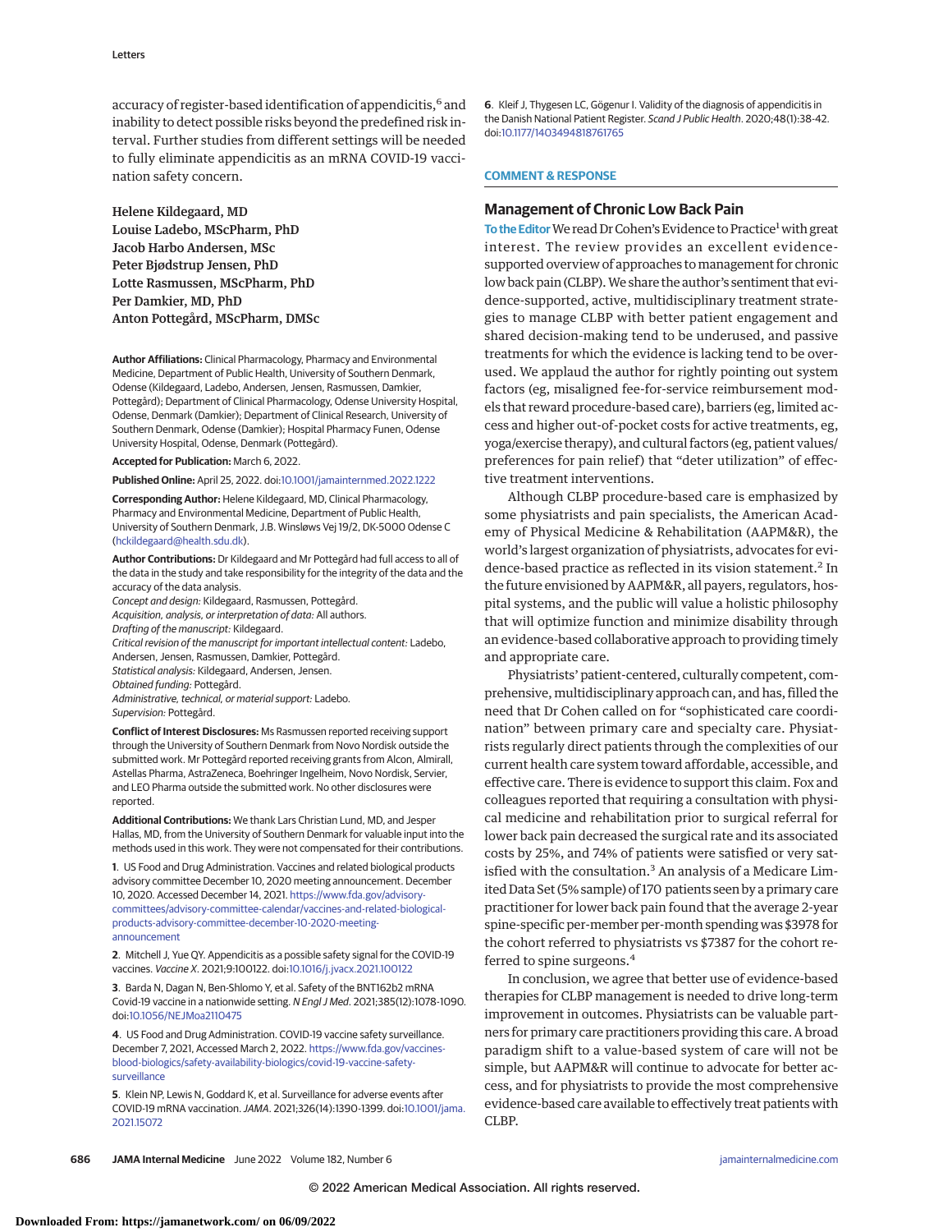accuracy of register-based identification of appendicitis,[6] and inability to detect possible risks beyond the predefined risk interval. Further studies from different settings will be needed to fully eliminate appendicitis as an mRNA COVID-19 vaccination safety concern.

Helene Kildegaard, MD
Louise Ladebo, MScPharm, PhD
Jacob Harbo Andersen, MSc
Peter Bjødstrup Jensen, PhD
Lotte Rasmussen, MScPharm, PhD
Per Damkier, MD, PhD
Anton Pottegård, MScPharm, DMSc

**Author Affiliations:** Clinical Pharmacology, Pharmacy and Environmental Medicine, Department of Public Health, University of Southern Denmark, Odense (Kildegaard, Ladebo, Andersen, Jensen, Rasmussen, Damkier, Pottegård); Department of Clinical Pharmacology, Odense University Hospital, Odense, Denmark (Damkier); Department of Clinical Research, University of Southern Denmark, Odense (Damkier); Hospital Pharmacy Funen, Odense University Hospital, Odense, Denmark (Pottegård).

**Accepted for Publication:** March 6, 2022.

**Published Online:** April 25, 2022. doi:10.1001/jamainternmed.2022.1222

**Corresponding Author:** Helene Kildegaard, MD, Clinical Pharmacology, Pharmacy and Environmental Medicine, Department of Public Health, University of Southern Denmark, J.B. Winsløws Vej 19/2, DK-5000 Odense C (hckildegaard@health.sdu.dk).

**Author Contributions:** Dr Kildegaard and Mr Pottegård had full access to all of the data in the study and take responsibility for the integrity of the data and the accuracy of the data analysis.
*Concept and design:* Kildegaard, Rasmussen, Pottegård.
*Acquisition, analysis, or interpretation of data:* All authors.
*Drafting of the manuscript:* Kildegaard.
*Critical revision of the manuscript for important intellectual content:* Ladebo, Andersen, Jensen, Rasmussen, Damkier, Pottegård.
*Statistical analysis:* Kildegaard, Andersen, Jensen.
*Obtained funding:* Pottegård.
*Administrative, technical, or material support:* Ladebo.
*Supervision:* Pottegård.

**Conflict of Interest Disclosures:** Ms Rasmussen reported receiving support through the University of Southern Denmark from Novo Nordisk outside the submitted work. Mr Pottegård reported receiving grants from Alcon, Almirall, Astellas Pharma, AstraZeneca, Boehringer Ingelheim, Novo Nordisk, Servier, and LEO Pharma outside the submitted work. No other disclosures were reported.

**Additional Contributions:** We thank Lars Christian Lund, MD, and Jesper Hallas, MD, from the University of Southern Denmark for valuable input into the methods used in this work. They were not compensated for their contributions.

1. US Food and Drug Administration. Vaccines and related biological products advisory committee December 10, 2020 meeting announcement. December 10, 2020. Accessed December 14, 2021. https://www.fda.gov/advisory-committees/advisory-committee-calendar/vaccines-and-related-biological-products-advisory-committee-december-10-2020-meeting-announcement

2. Mitchell J, Yue QY. Appendicitis as a possible safety signal for the COVID-19 vaccines. *Vaccine X*. 2021;9:100122. doi:10.1016/j.jvacx.2021.100122

3. Barda N, Dagan N, Ben-Shlomo Y, et al. Safety of the BNT162b2 mRNA Covid-19 vaccine in a nationwide setting. *N Engl J Med*. 2021;385(12):1078-1090. doi:10.1056/NEJMoa2110475

4. US Food and Drug Administration. COVID-19 vaccine safety surveillance. December 7, 2021, Accessed March 2, 2022. https://www.fda.gov/vaccines-blood-biologics/safety-availability-biologics/covid-19-vaccine-safety-surveillance

5. Klein NP, Lewis N, Goddard K, et al. Surveillance for adverse events after COVID-19 mRNA vaccination. *JAMA*. 2021;326(14):1390-1399. doi:10.1001/jama.2021.15072

6. Kleif J, Thygesen LC, Gögenur I. Validity of the diagnosis of appendicitis in the Danish National Patient Register. *Scand J Public Health*. 2020;48(1):38-42. doi:10.1177/1403494818761765

COMMENT & RESPONSE

## Management of Chronic Low Back Pain

**To the Editor** We read Dr Cohen's Evidence to Practice[1] with great interest. The review provides an excellent evidence-supported overview of approaches to management for chronic low back pain (CLBP). We share the author's sentiment that evidence-supported, active, multidisciplinary treatment strategies to manage CLBP with better patient engagement and shared decision-making tend to be underused, and passive treatments for which the evidence is lacking tend to be overused. We applaud the author for rightly pointing out system factors (eg, misaligned fee-for-service reimbursement models that reward procedure-based care), barriers (eg, limited access and higher out-of-pocket costs for active treatments, eg, yoga/exercise therapy), and cultural factors (eg, patient values/preferences for pain relief) that "deter utilization" of effective treatment interventions.

Although CLBP procedure-based care is emphasized by some physiatrists and pain specialists, the American Academy of Physical Medicine & Rehabilitation (AAPM&R), the world's largest organization of physiatrists, advocates for evidence-based practice as reflected in its vision statement.[2] In the future envisioned by AAPM&R, all payers, regulators, hospital systems, and the public will value a holistic philosophy that will optimize function and minimize disability through an evidence-based collaborative approach to providing timely and appropriate care.

Physiatrists' patient-centered, culturally competent, comprehensive, multidisciplinary approach can, and has, filled the need that Dr Cohen called on for "sophisticated care coordination" between primary care and specialty care. Physiatrists regularly direct patients through the complexities of our current health care system toward affordable, accessible, and effective care. There is evidence to support this claim. Fox and colleagues reported that requiring a consultation with physical medicine and rehabilitation prior to surgical referral for lower back pain decreased the surgical rate and its associated costs by 25%, and 74% of patients were satisfied or very satisfied with the consultation.[3] An analysis of a Medicare Limited Data Set (5% sample) of 170 patients seen by a primary care practitioner for lower back pain found that the average 2-year spine-specific per-member per-month spending was $3978 for the cohort referred to physiatrists vs $7387 for the cohort referred to spine surgeons.[4]

In conclusion, we agree that better use of evidence-based therapies for CLBP management is needed to drive long-term improvement in outcomes. Physiatrists can be valuable partners for primary care practitioners providing this care. A broad paradigm shift to a value-based system of care will not be simple, but AAPM&R will continue to advocate for better access, and for physiatrists to provide the most comprehensive evidence-based care available to effectively treat patients with CLBP.